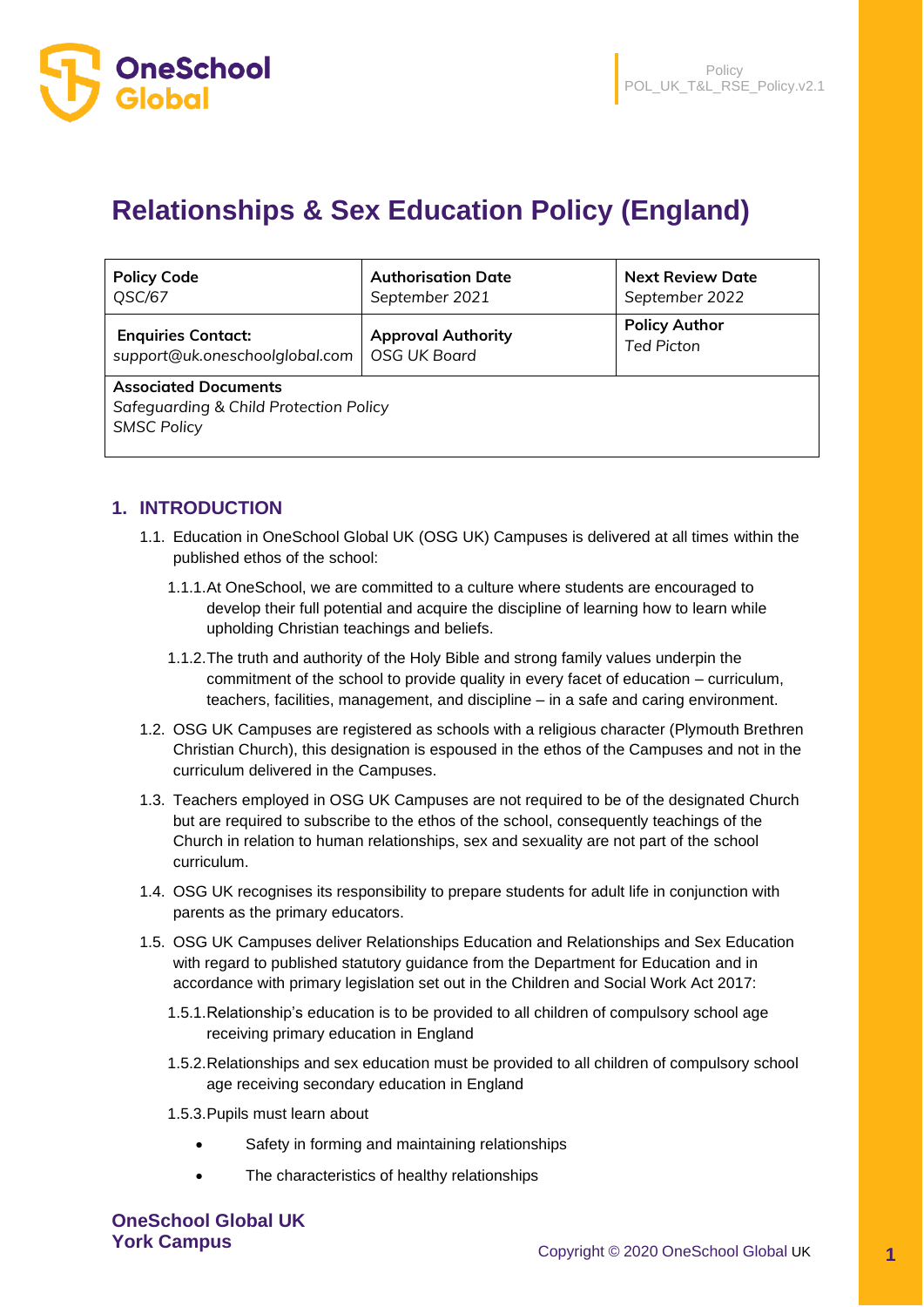# Relationships & Sex Education Policy (England)

| Policy Code<br>*QSC/67* | Authorisation Date<br>*September 2021* | Next Review Date<br>*September 2022* |
|---|---|---|
| **Enquiries Contact:**<br>*support@uk.oneschoolglobal.com* | **Approval Authority**<br>*OSG UK Board* | **Policy Author**<br>*Ted Picton* |
| **Associated Documents**<br>*Safeguarding & Child Protection Policy*<br>*SMSC Policy* | | |

## 1. INTRODUCTION

1.1. Education in OneSchool Global UK (OSG UK) Campuses is delivered at all times within the published ethos of the school:

1.1.1. At OneSchool, we are committed to a culture where students are encouraged to develop their full potential and acquire the discipline of learning how to learn while upholding Christian teachings and beliefs.

1.1.2. The truth and authority of the Holy Bible and strong family values underpin the commitment of the school to provide quality in every facet of education – curriculum, teachers, facilities, management, and discipline – in a safe and caring environment.

1.2. OSG UK Campuses are registered as schools with a religious character (Plymouth Brethren Christian Church), this designation is espoused in the ethos of the Campuses and not in the curriculum delivered in the Campuses.

1.3. Teachers employed in OSG UK Campuses are not required to be of the designated Church but are required to subscribe to the ethos of the school, consequently teachings of the Church in relation to human relationships, sex and sexuality are not part of the school curriculum.

1.4. OSG UK recognises its responsibility to prepare students for adult life in conjunction with parents as the primary educators.

1.5. OSG UK Campuses deliver Relationships Education and Relationships and Sex Education with regard to published statutory guidance from the Department for Education and in accordance with primary legislation set out in the Children and Social Work Act 2017:

1.5.1. Relationship's education is to be provided to all children of compulsory school age receiving primary education in England

1.5.2. Relationships and sex education must be provided to all children of compulsory school age receiving secondary education in England

1.5.3. Pupils must learn about

- Safety in forming and maintaining relationships
- The characteristics of healthy relationships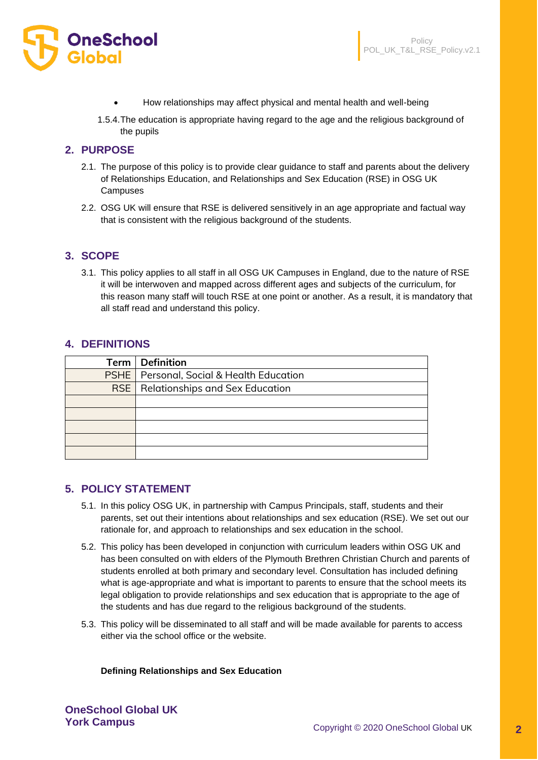- How relationships may affect physical and mental health and well-being

1.5.4. The education is appropriate having regard to the age and the religious background of the pupils

## 2. PURPOSE

2.1. The purpose of this policy is to provide clear guidance to staff and parents about the delivery of Relationships Education, and Relationships and Sex Education (RSE) in OSG UK Campuses

2.2. OSG UK will ensure that RSE is delivered sensitively in an age appropriate and factual way that is consistent with the religious background of the students.

## 3. SCOPE

3.1. This policy applies to all staff in all OSG UK Campuses in England, due to the nature of RSE it will be interwoven and mapped across different ages and subjects of the curriculum, for this reason many staff will touch RSE at one point or another. As a result, it is mandatory that all staff read and understand this policy.

## 4. DEFINITIONS

| Term | Definition |
|---|---|
| PSHE | Personal, Social & Health Education |
| RSE | Relationships and Sex Education |
| | |
| | |
| | |
| | |
| | |

## 5. POLICY STATEMENT

5.1. In this policy OSG UK, in partnership with Campus Principals, staff, students and their parents, set out their intentions about relationships and sex education (RSE). We set out our rationale for, and approach to relationships and sex education in the school.

5.2. This policy has been developed in conjunction with curriculum leaders within OSG UK and has been consulted on with elders of the Plymouth Brethren Christian Church and parents of students enrolled at both primary and secondary level. Consultation has included defining what is age-appropriate and what is important to parents to ensure that the school meets its legal obligation to provide relationships and sex education that is appropriate to the age of the students and has due regard to the religious background of the students.

5.3. This policy will be disseminated to all staff and will be made available for parents to access either via the school office or the website.

**Defining Relationships and Sex Education**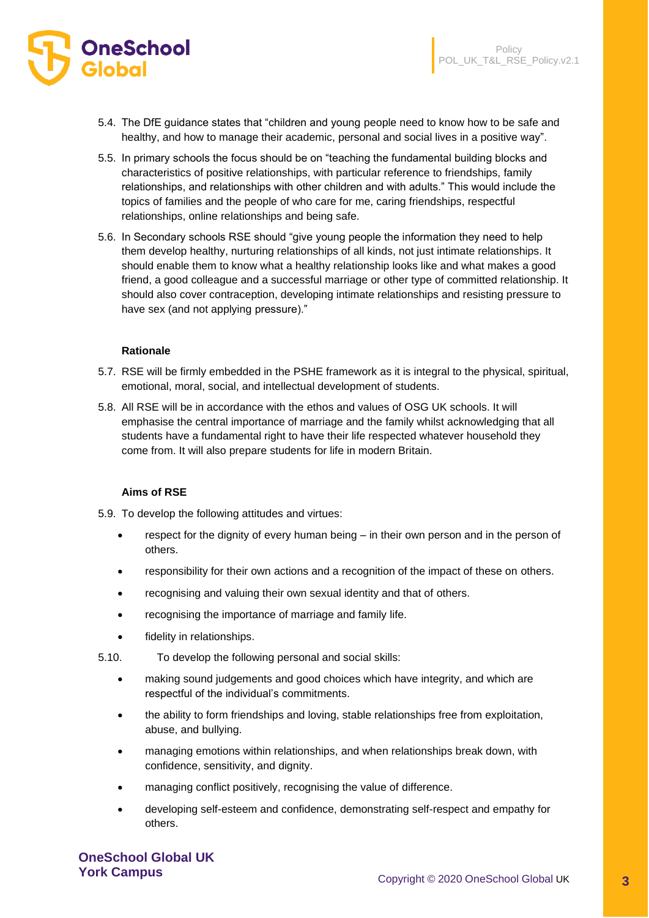5.4. The DfE guidance states that "children and young people need to know how to be safe and healthy, and how to manage their academic, personal and social lives in a positive way".

5.5. In primary schools the focus should be on "teaching the fundamental building blocks and characteristics of positive relationships, with particular reference to friendships, family relationships, and relationships with other children and with adults." This would include the topics of families and the people of who care for me, caring friendships, respectful relationships, online relationships and being safe.

5.6. In Secondary schools RSE should "give young people the information they need to help them develop healthy, nurturing relationships of all kinds, not just intimate relationships. It should enable them to know what a healthy relationship looks like and what makes a good friend, a good colleague and a successful marriage or other type of committed relationship. It should also cover contraception, developing intimate relationships and resisting pressure to have sex (and not applying pressure)."

**Rationale**

5.7. RSE will be firmly embedded in the PSHE framework as it is integral to the physical, spiritual, emotional, moral, social, and intellectual development of students.

5.8. All RSE will be in accordance with the ethos and values of OSG UK schools. It will emphasise the central importance of marriage and the family whilst acknowledging that all students have a fundamental right to have their life respected whatever household they come from. It will also prepare students for life in modern Britain.

**Aims of RSE**

5.9. To develop the following attitudes and virtues:

- respect for the dignity of every human being – in their own person and in the person of others.
- responsibility for their own actions and a recognition of the impact of these on others.
- recognising and valuing their own sexual identity and that of others.
- recognising the importance of marriage and family life.
- fidelity in relationships.

5.10. To develop the following personal and social skills:

- making sound judgements and good choices which have integrity, and which are respectful of the individual's commitments.
- the ability to form friendships and loving, stable relationships free from exploitation, abuse, and bullying.
- managing emotions within relationships, and when relationships break down, with confidence, sensitivity, and dignity.
- managing conflict positively, recognising the value of difference.
- developing self-esteem and confidence, demonstrating self-respect and empathy for others.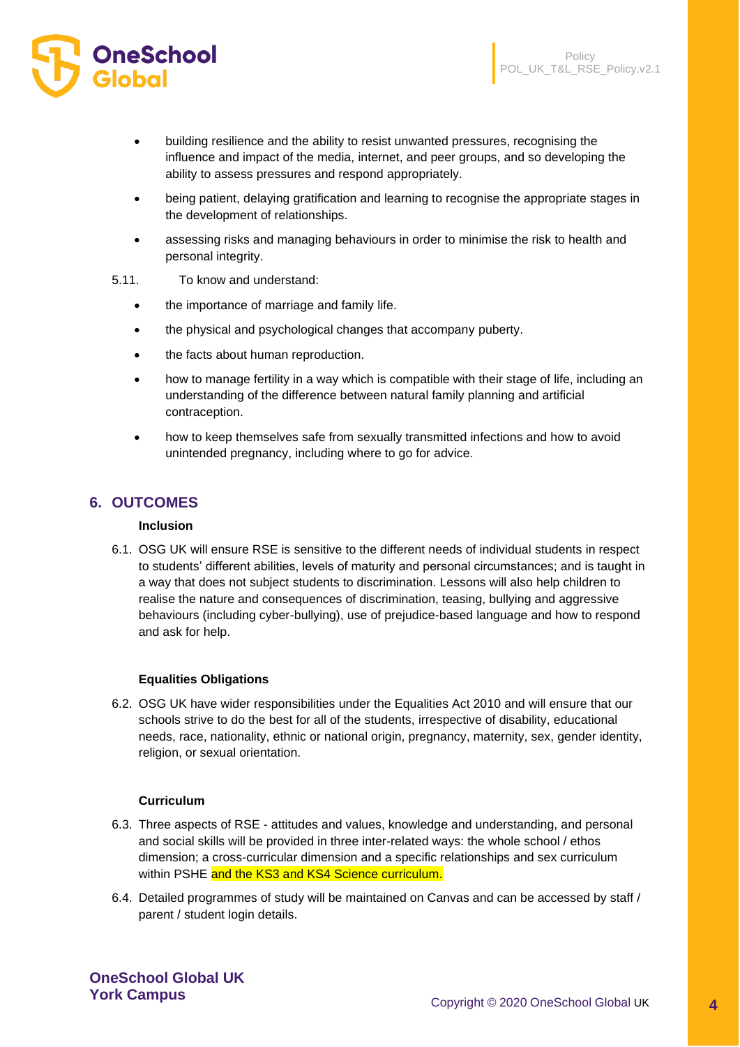- building resilience and the ability to resist unwanted pressures, recognising the influence and impact of the media, internet, and peer groups, and so developing the ability to assess pressures and respond appropriately.
- being patient, delaying gratification and learning to recognise the appropriate stages in the development of relationships.
- assessing risks and managing behaviours in order to minimise the risk to health and personal integrity.

5.11. To know and understand:

- the importance of marriage and family life.
- the physical and psychological changes that accompany puberty.
- the facts about human reproduction.
- how to manage fertility in a way which is compatible with their stage of life, including an understanding of the difference between natural family planning and artificial contraception.
- how to keep themselves safe from sexually transmitted infections and how to avoid unintended pregnancy, including where to go for advice.

## 6. OUTCOMES

**Inclusion**

6.1. OSG UK will ensure RSE is sensitive to the different needs of individual students in respect to students' different abilities, levels of maturity and personal circumstances; and is taught in a way that does not subject students to discrimination. Lessons will also help children to realise the nature and consequences of discrimination, teasing, bullying and aggressive behaviours (including cyber-bullying), use of prejudice-based language and how to respond and ask for help.

**Equalities Obligations**

6.2. OSG UK have wider responsibilities under the Equalities Act 2010 and will ensure that our schools strive to do the best for all of the students, irrespective of disability, educational needs, race, nationality, ethnic or national origin, pregnancy, maternity, sex, gender identity, religion, or sexual orientation.

**Curriculum**

6.3. Three aspects of RSE - attitudes and values, knowledge and understanding, and personal and social skills will be provided in three inter-related ways: the whole school / ethos dimension; a cross-curricular dimension and a specific relationships and sex curriculum within PSHE and the KS3 and KS4 Science curriculum.

6.4. Detailed programmes of study will be maintained on Canvas and can be accessed by staff / parent / student login details.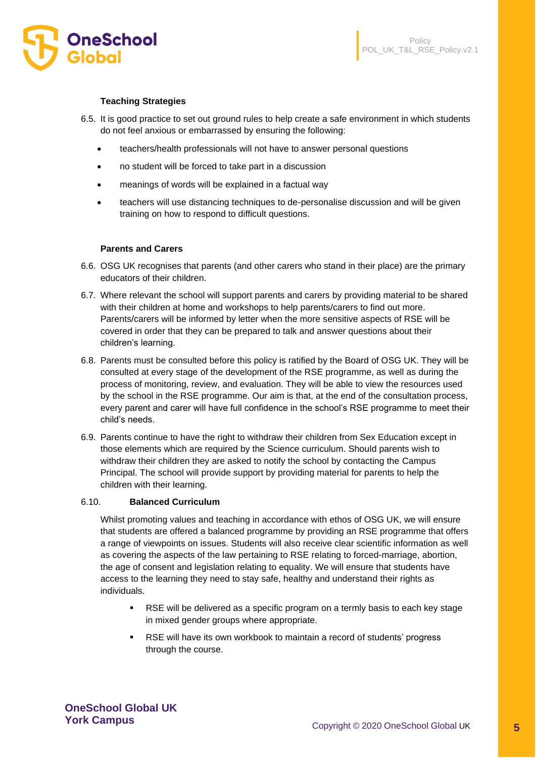### Teaching Strategies

6.5. It is good practice to set out ground rules to help create a safe environment in which students do not feel anxious or embarrassed by ensuring the following:

- teachers/health professionals will not have to answer personal questions
- no student will be forced to take part in a discussion
- meanings of words will be explained in a factual way
- teachers will use distancing techniques to de-personalise discussion and will be given training on how to respond to difficult questions.

### Parents and Carers

6.6. OSG UK recognises that parents (and other carers who stand in their place) are the primary educators of their children.

6.7. Where relevant the school will support parents and carers by providing material to be shared with their children at home and workshops to help parents/carers to find out more. Parents/carers will be informed by letter when the more sensitive aspects of RSE will be covered in order that they can be prepared to talk and answer questions about their children's learning.

6.8. Parents must be consulted before this policy is ratified by the Board of OSG UK. They will be consulted at every stage of the development of the RSE programme, as well as during the process of monitoring, review, and evaluation. They will be able to view the resources used by the school in the RSE programme. Our aim is that, at the end of the consultation process, every parent and carer will have full confidence in the school's RSE programme to meet their child's needs.

6.9. Parents continue to have the right to withdraw their children from Sex Education except in those elements which are required by the Science curriculum. Should parents wish to withdraw their children they are asked to notify the school by contacting the Campus Principal. The school will provide support by providing material for parents to help the children with their learning.

6.10. **Balanced Curriculum**

Whilst promoting values and teaching in accordance with ethos of OSG UK, we will ensure that students are offered a balanced programme by providing an RSE programme that offers a range of viewpoints on issues. Students will also receive clear scientific information as well as covering the aspects of the law pertaining to RSE relating to forced-marriage, abortion, the age of consent and legislation relating to equality. We will ensure that students have access to the learning they need to stay safe, healthy and understand their rights as individuals.

- RSE will be delivered as a specific program on a termly basis to each key stage in mixed gender groups where appropriate.
- RSE will have its own workbook to maintain a record of students' progress through the course.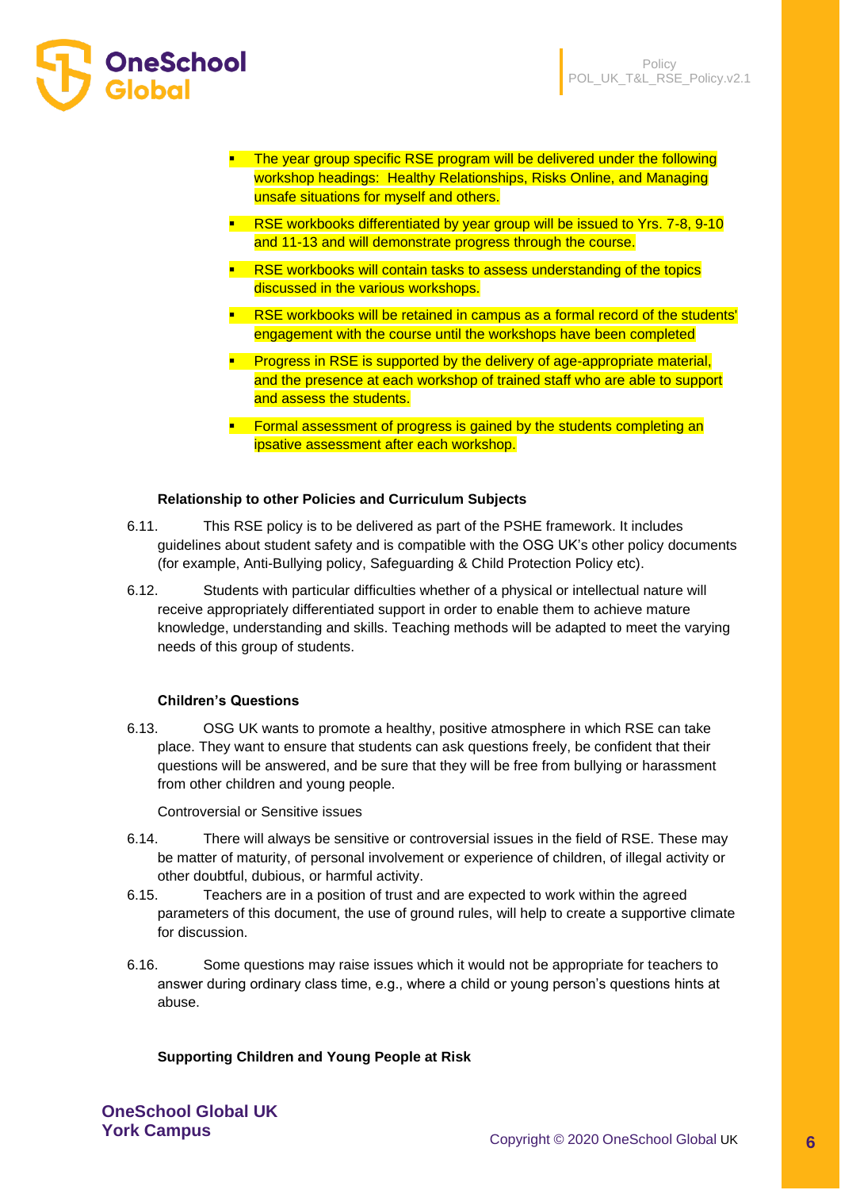- The year group specific RSE program will be delivered under the following workshop headings: Healthy Relationships, Risks Online, and Managing unsafe situations for myself and others.
- RSE workbooks differentiated by year group will be issued to Yrs. 7-8, 9-10 and 11-13 and will demonstrate progress through the course.
- RSE workbooks will contain tasks to assess understanding of the topics discussed in the various workshops.
- RSE workbooks will be retained in campus as a formal record of the students' engagement with the course until the workshops have been completed
- Progress in RSE is supported by the delivery of age-appropriate material, and the presence at each workshop of trained staff who are able to support and assess the students.
- Formal assessment of progress is gained by the students completing an ipsative assessment after each workshop.

**Relationship to other Policies and Curriculum Subjects**

6.11. This RSE policy is to be delivered as part of the PSHE framework. It includes guidelines about student safety and is compatible with the OSG UK's other policy documents (for example, Anti-Bullying policy, Safeguarding & Child Protection Policy etc).

6.12. Students with particular difficulties whether of a physical or intellectual nature will receive appropriately differentiated support in order to enable them to achieve mature knowledge, understanding and skills. Teaching methods will be adapted to meet the varying needs of this group of students.

**Children's Questions**

6.13. OSG UK wants to promote a healthy, positive atmosphere in which RSE can take place. They want to ensure that students can ask questions freely, be confident that their questions will be answered, and be sure that they will be free from bullying or harassment from other children and young people.

Controversial or Sensitive issues

6.14. There will always be sensitive or controversial issues in the field of RSE. These may be matter of maturity, of personal involvement or experience of children, of illegal activity or other doubtful, dubious, or harmful activity.

6.15. Teachers are in a position of trust and are expected to work within the agreed parameters of this document, the use of ground rules, will help to create a supportive climate for discussion.

6.16. Some questions may raise issues which it would not be appropriate for teachers to answer during ordinary class time, e.g., where a child or young person's questions hints at abuse.

**Supporting Children and Young People at Risk**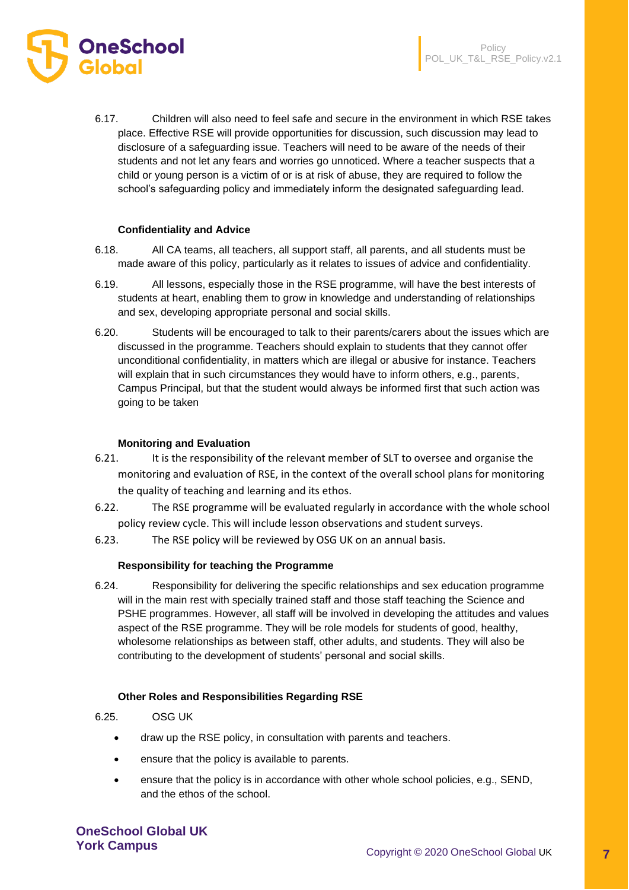6.17. Children will also need to feel safe and secure in the environment in which RSE takes place. Effective RSE will provide opportunities for discussion, such discussion may lead to disclosure of a safeguarding issue. Teachers will need to be aware of the needs of their students and not let any fears and worries go unnoticed. Where a teacher suspects that a child or young person is a victim of or is at risk of abuse, they are required to follow the school's safeguarding policy and immediately inform the designated safeguarding lead.

**Confidentiality and Advice**

6.18. All CA teams, all teachers, all support staff, all parents, and all students must be made aware of this policy, particularly as it relates to issues of advice and confidentiality.

6.19. All lessons, especially those in the RSE programme, will have the best interests of students at heart, enabling them to grow in knowledge and understanding of relationships and sex, developing appropriate personal and social skills.

6.20. Students will be encouraged to talk to their parents/carers about the issues which are discussed in the programme. Teachers should explain to students that they cannot offer unconditional confidentiality, in matters which are illegal or abusive for instance. Teachers will explain that in such circumstances they would have to inform others, e.g., parents, Campus Principal, but that the student would always be informed first that such action was going to be taken

**Monitoring and Evaluation**

6.21. It is the responsibility of the relevant member of SLT to oversee and organise the monitoring and evaluation of RSE, in the context of the overall school plans for monitoring the quality of teaching and learning and its ethos.

6.22. The RSE programme will be evaluated regularly in accordance with the whole school policy review cycle. This will include lesson observations and student surveys.

6.23. The RSE policy will be reviewed by OSG UK on an annual basis.

**Responsibility for teaching the Programme**

6.24. Responsibility for delivering the specific relationships and sex education programme will in the main rest with specially trained staff and those staff teaching the Science and PSHE programmes. However, all staff will be involved in developing the attitudes and values aspect of the RSE programme. They will be role models for students of good, healthy, wholesome relationships as between staff, other adults, and students. They will also be contributing to the development of students' personal and social skills.

**Other Roles and Responsibilities Regarding RSE**

6.25. OSG UK

- draw up the RSE policy, in consultation with parents and teachers.
- ensure that the policy is available to parents.
- ensure that the policy is in accordance with other whole school policies, e.g., SEND, and the ethos of the school.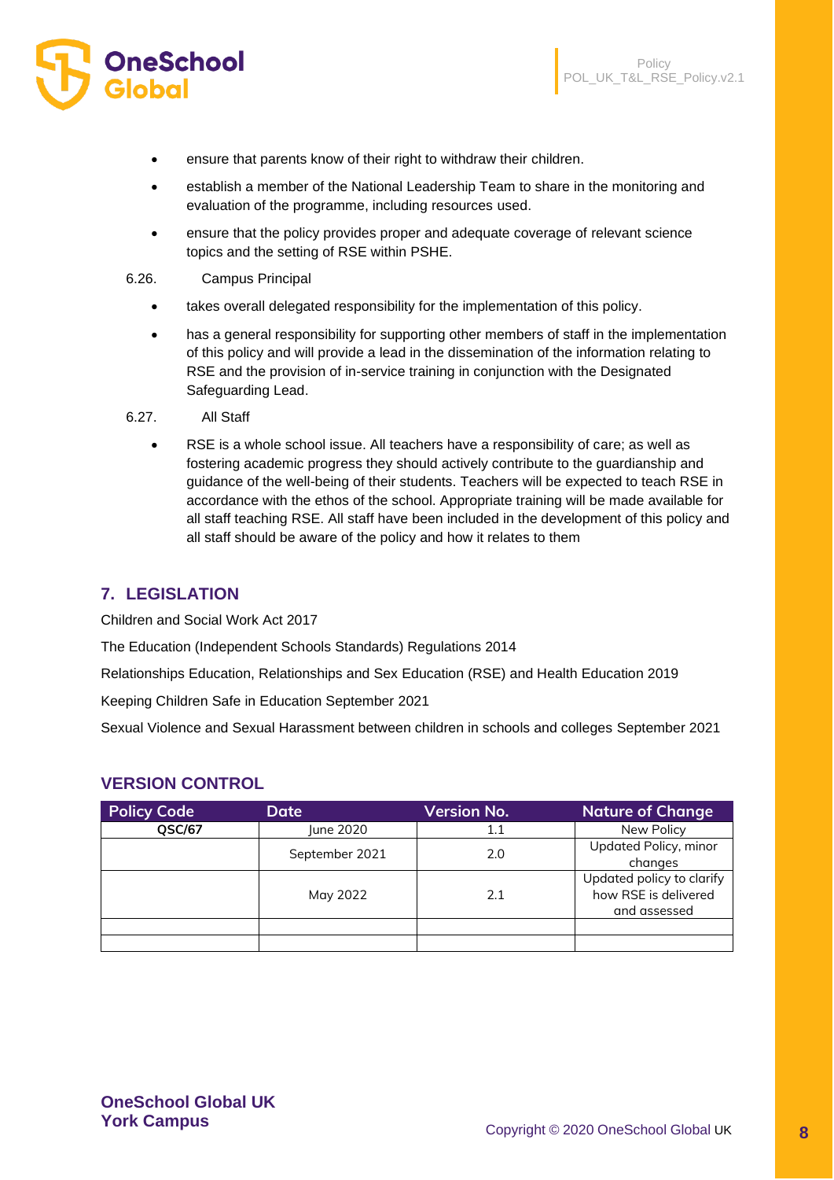- ensure that parents know of their right to withdraw their children.
- establish a member of the National Leadership Team to share in the monitoring and evaluation of the programme, including resources used.
- ensure that the policy provides proper and adequate coverage of relevant science topics and the setting of RSE within PSHE.

6.26. Campus Principal

- takes overall delegated responsibility for the implementation of this policy.
- has a general responsibility for supporting other members of staff in the implementation of this policy and will provide a lead in the dissemination of the information relating to RSE and the provision of in-service training in conjunction with the Designated Safeguarding Lead.

6.27. All Staff

- RSE is a whole school issue. All teachers have a responsibility of care; as well as fostering academic progress they should actively contribute to the guardianship and guidance of the well-being of their students. Teachers will be expected to teach RSE in accordance with the ethos of the school. Appropriate training will be made available for all staff teaching RSE. All staff have been included in the development of this policy and all staff should be aware of the policy and how it relates to them

## 7. LEGISLATION

Children and Social Work Act 2017

The Education (Independent Schools Standards) Regulations 2014

Relationships Education, Relationships and Sex Education (RSE) and Health Education 2019

Keeping Children Safe in Education September 2021

Sexual Violence and Sexual Harassment between children in schools and colleges September 2021

## VERSION CONTROL

| Policy Code | Date | Version No. | Nature of Change |
|---|---|---|---|
| **QSC/67** | June 2020 | 1.1 | New Policy |
| | September 2021 | 2.0 | Updated Policy, minor changes |
| | May 2022 | 2.1 | Updated policy to clarify how RSE is delivered and assessed |
| | | | |
| | | | |

**OneSchool Global UK**
**York Campus**

Copyright © 2020 OneSchool Global UK